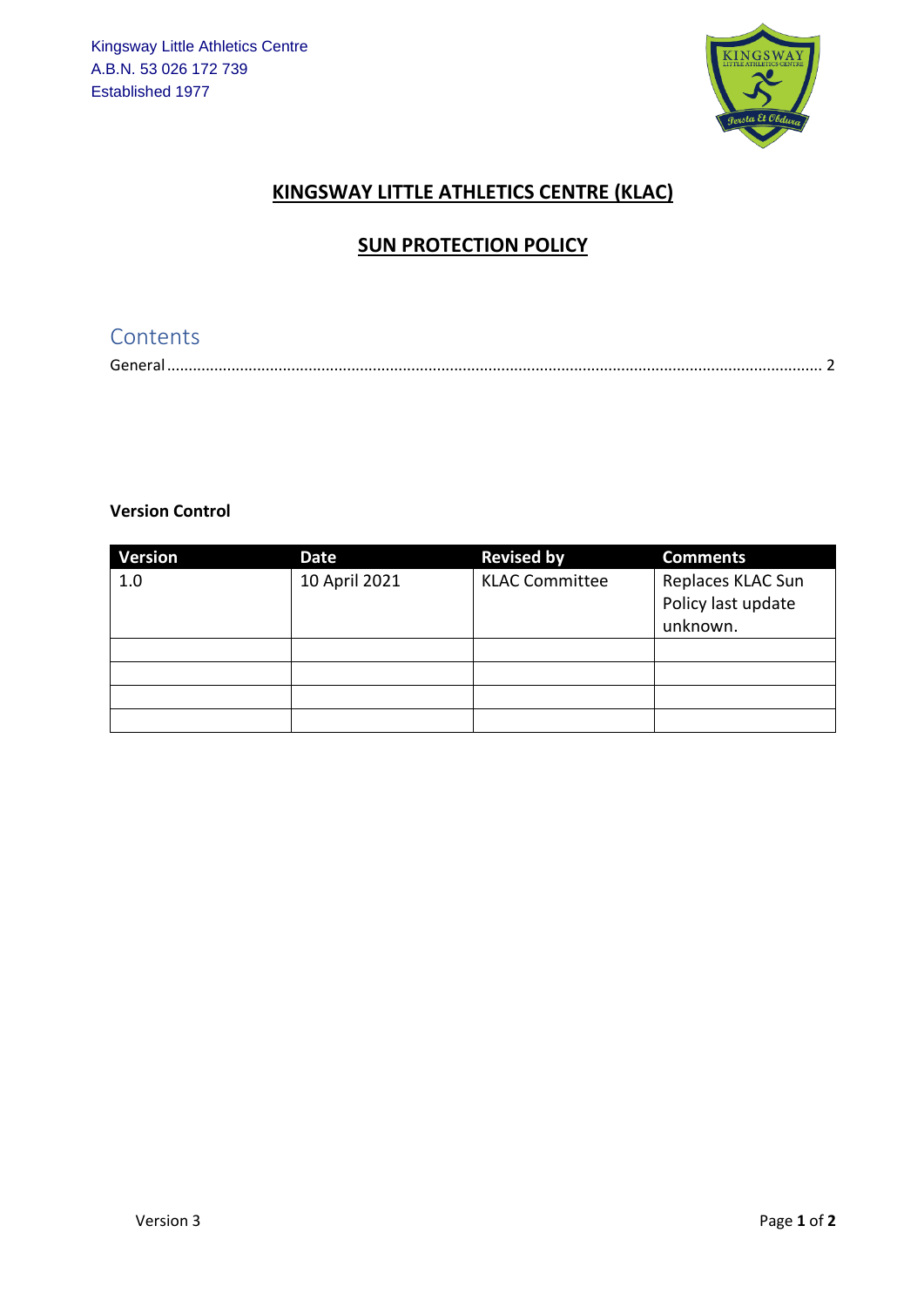Kingsway Little Athletics Centre
A.B.N. 53 026 172 739
Established 1977

# KINGSWAY LITTLE ATHLETICS CENTRE (KLAC)

## SUN PROTECTION POLICY

## Contents

General ........................................................................................................ 2

**Version Control**

| Version | Date | Revised by | Comments |
|---|---|---|---|
| 1.0 | 10 April 2021 | KLAC Committee | Replaces KLAC Sun Policy last update unknown. |
| | | | |
| | | | |
| | | | |
| | | | |

Version 3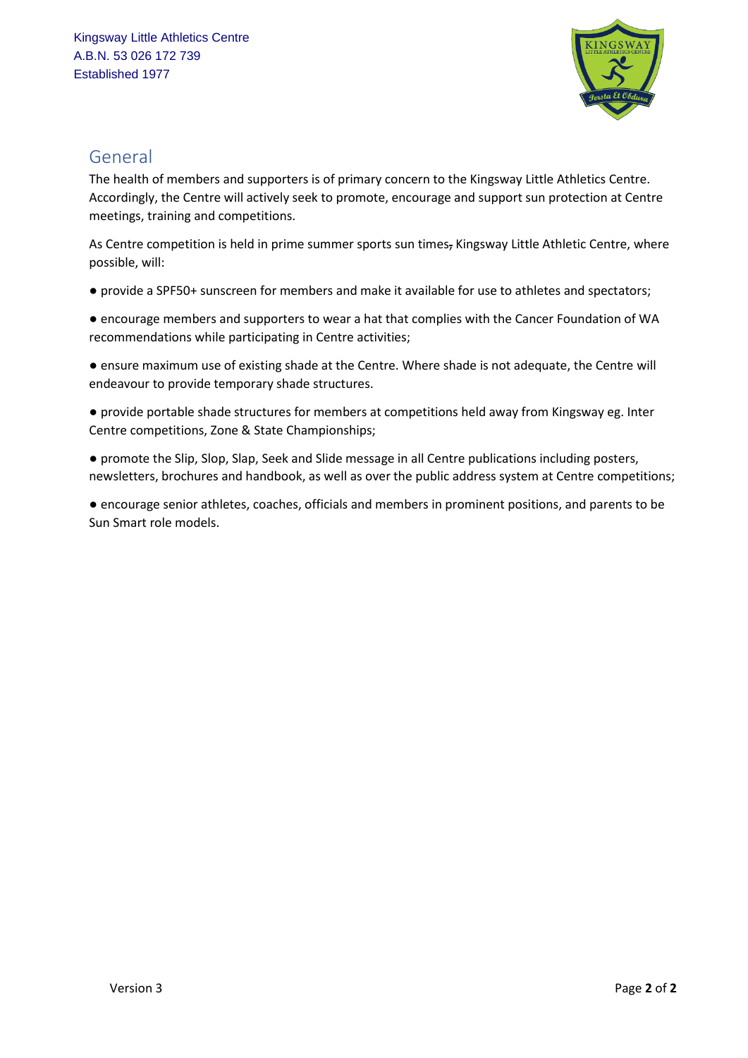## General

The health of members and supporters is of primary concern to the Kingsway Little Athletics Centre. Accordingly, the Centre will actively seek to promote, encourage and support sun protection at Centre meetings, training and competitions.

As Centre competition is held in prime summer sports sun times, Kingsway Little Athletic Centre, where possible, will:

● provide a SPF50+ sunscreen for members and make it available for use to athletes and spectators;

● encourage members and supporters to wear a hat that complies with the Cancer Foundation of WA recommendations while participating in Centre activities;

● ensure maximum use of existing shade at the Centre. Where shade is not adequate, the Centre will endeavour to provide temporary shade structures.

● provide portable shade structures for members at competitions held away from Kingsway eg. Inter Centre competitions, Zone & State Championships;

● promote the Slip, Slop, Slap, Seek and Slide message in all Centre publications including posters, newsletters, brochures and handbook, as well as over the public address system at Centre competitions;

● encourage senior athletes, coaches, officials and members in prominent positions, and parents to be Sun Smart role models.